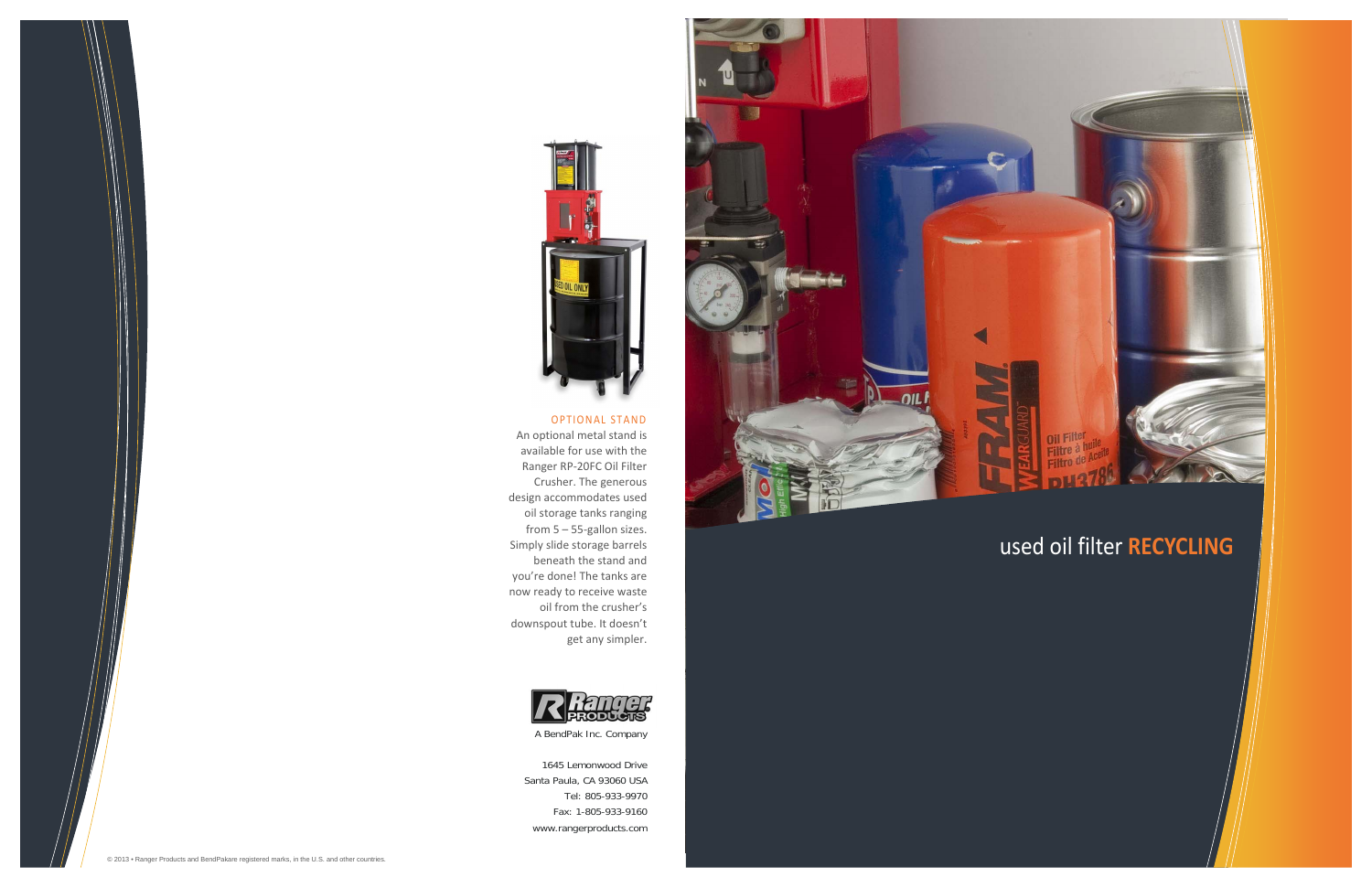## OPTIONAL STAND

An optional metal stand is available for use with the Ranger RP-20FC Oil Filter Crusher. The generous design accommodates used oil storage tanks ranging from 5 – 55-gallon sizes. Simply slide storage barrels beneath the stand and you're done! The tanks are now ready to receive waste oil from the crusher's downspout tube. It doesn't get any simpler.

A BendPak Inc. Company

1645 Lemonwood Drive
Santa Paula, CA 93060 USA
Tel: 805-933-9970
Fax: 1-805-933-9160
www.rangerproducts.com

© 2013 • Ranger Products and BendPakare registered marks, in the U.S. and other countries.

# used oil filter **RECYCLING**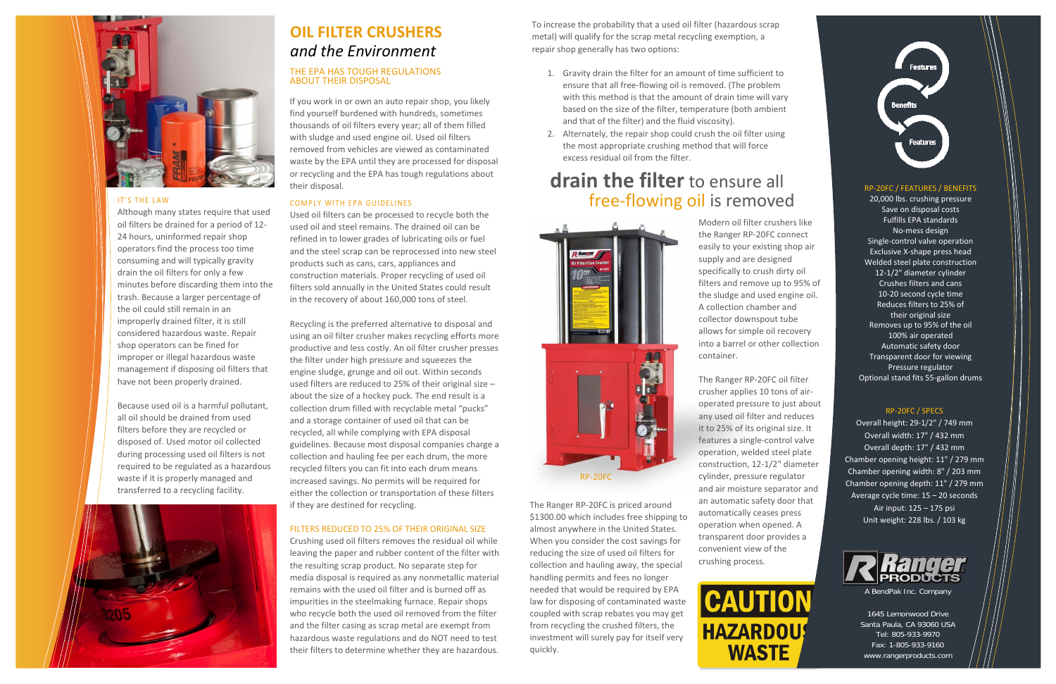IT'S THE LAW

Although many states require that used oil filters be drained for a period of 12-24 hours, uninformed repair shop operators find the process too time consuming and will typically gravity drain the oil filters for only a few minutes before discarding them into the trash. Because a larger percentage of the oil could still remain in an improperly drained filter, it is still considered hazardous waste. Repair shop operators can be fined for improper or illegal hazardous waste management if disposing oil filters that have not been properly drained.

Because used oil is a harmful pollutant, all oil should be drained from used filters before they are recycled or disposed of. Used motor oil collected during processing used oil filters is not required to be regulated as a hazardous waste if it is properly managed and transferred to a recycling facility.

# OIL FILTER CRUSHERS *and the Environment*

## THE EPA HAS TOUGH REGULATIONS ABOUT THEIR DISPOSAL

If you work in or own an auto repair shop, you likely find yourself burdened with hundreds, sometimes thousands of oil filters every year; all of them filled with sludge and used engine oil. Used oil filters removed from vehicles are viewed as contaminated waste by the EPA until they are processed for disposal or recycling and the EPA has tough regulations about their disposal.

### COMPLY WITH EPA GUIDELINES

Used oil filters can be processed to recycle both the used oil and steel remains. The drained oil can be refined in to lower grades of lubricating oils or fuel and the steel scrap can be reprocessed into new steel products such as cans, cars, appliances and construction materials. Proper recycling of used oil filters sold annually in the United States could result in the recovery of about 160,000 tons of steel.

Recycling is the preferred alternative to disposal and using an oil filter crusher makes recycling efforts more productive and less costly. An oil filter crusher presses the filter under high pressure and squeezes the engine sludge, grunge and oil out. Within seconds used filters are reduced to 25% of their original size – about the size of a hockey puck. The end result is a collection drum filled with recyclable metal "pucks" and a storage container of used oil that can be recycled, all while complying with EPA disposal guidelines. Because most disposal companies charge a collection and hauling fee per each drum, the more recycled filters you can fit into each drum means increased savings. No permits will be required for either the collection or transportation of these filters if they are destined for recycling.

### FILTERS REDUCED TO 25% OF THEIR ORIGINAL SIZE

Crushing used oil filters removes the residual oil while leaving the paper and rubber content of the filter with the resulting scrap product. No separate step for media disposal is required as any nonmetallic material remains with the used oil filter and is burned off as impurities in the steelmaking furnace. Repair shops who recycle both the used oil removed from the filter and the filter casing as scrap metal are exempt from hazardous waste regulations and do NOT need to test their filters to determine whether they are hazardous.

To increase the probability that a used oil filter (hazardous scrap metal) will qualify for the scrap metal recycling exemption, a repair shop generally has two options:

1. Gravity drain the filter for an amount of time sufficient to ensure that all free-flowing oil is removed. (The problem with this method is that the amount of drain time will vary based on the size of the filter, temperature (both ambient and that of the filter) and the fluid viscosity).
2. Alternately, the repair shop could crush the oil filter using the most appropriate crushing method that will force excess residual oil from the filter.

## **drain the filter** to ensure all free-flowing oil is removed

RP-20FC

Modern oil filter crushers like the Ranger RP-20FC connect easily to your existing shop air supply and are designed specifically to crush dirty oil filters and remove up to 95% of the sludge and used engine oil. A collection chamber and collector downspout tube allows for simple oil recovery into a barrel or other collection container.

The Ranger RP-20FC oil filter crusher applies 10 tons of air-operated pressure to just about any used oil filter and reduces it to 25% of its original size. It features a single-control valve operation, welded steel plate construction, 12-1/2" diameter cylinder, pressure regulator and air moisture separator and an automatic safety door that automatically ceases press operation when opened. A transparent door provides a convenient view of the crushing process.

The Ranger RP-20FC is priced around $1300.00 which includes free shipping to almost anywhere in the United States. When you consider the cost savings for reducing the size of used oil filters for collection and hauling away, the special handling permits and fees no longer needed that would be required by EPA law for disposing of contaminated waste coupled with scrap rebates you may get from recycling the crushed filters, the investment will surely pay for itself very quickly.

CAUTION
HAZARDOUS
WASTE

Features
Benefits
Features

### RP-20FC / FEATURES / BENEFITS

20,000 lbs. crushing pressure
Save on disposal costs
Fulfills EPA standards
No-mess design
Single-control valve operation
Exclusive X-shape press head
Welded steel plate construction
12-1/2" diameter cylinder
Crushes filters and cans
10-20 second cycle time
Reduces filters to 25% of their original size
Removes up to 95% of the oil
100% air operated
Automatic safety door
Transparent door for viewing
Pressure regulator
Optional stand fits 55-gallon drums

### RP-20FC / SPECS

Overall height: 29-1/2" / 749 mm
Overall width: 17" / 432 mm
Overall depth: 17" / 432 mm
Chamber opening height: 11" / 279 mm
Chamber opening width: 8" / 203 mm
Chamber opening depth: 11" / 279 mm
Average cycle time: 15 – 20 seconds
Air input: 125 – 175 psi
Unit weight: 228 lbs. / 103 kg

Ranger PRODUCTS
A BendPak Inc. Company

1645 Lemonwood Drive
Santa Paula, CA 93060 USA
Tel: 805-933-9970
Fax: 1-805-933-9160
www.rangerproducts.com